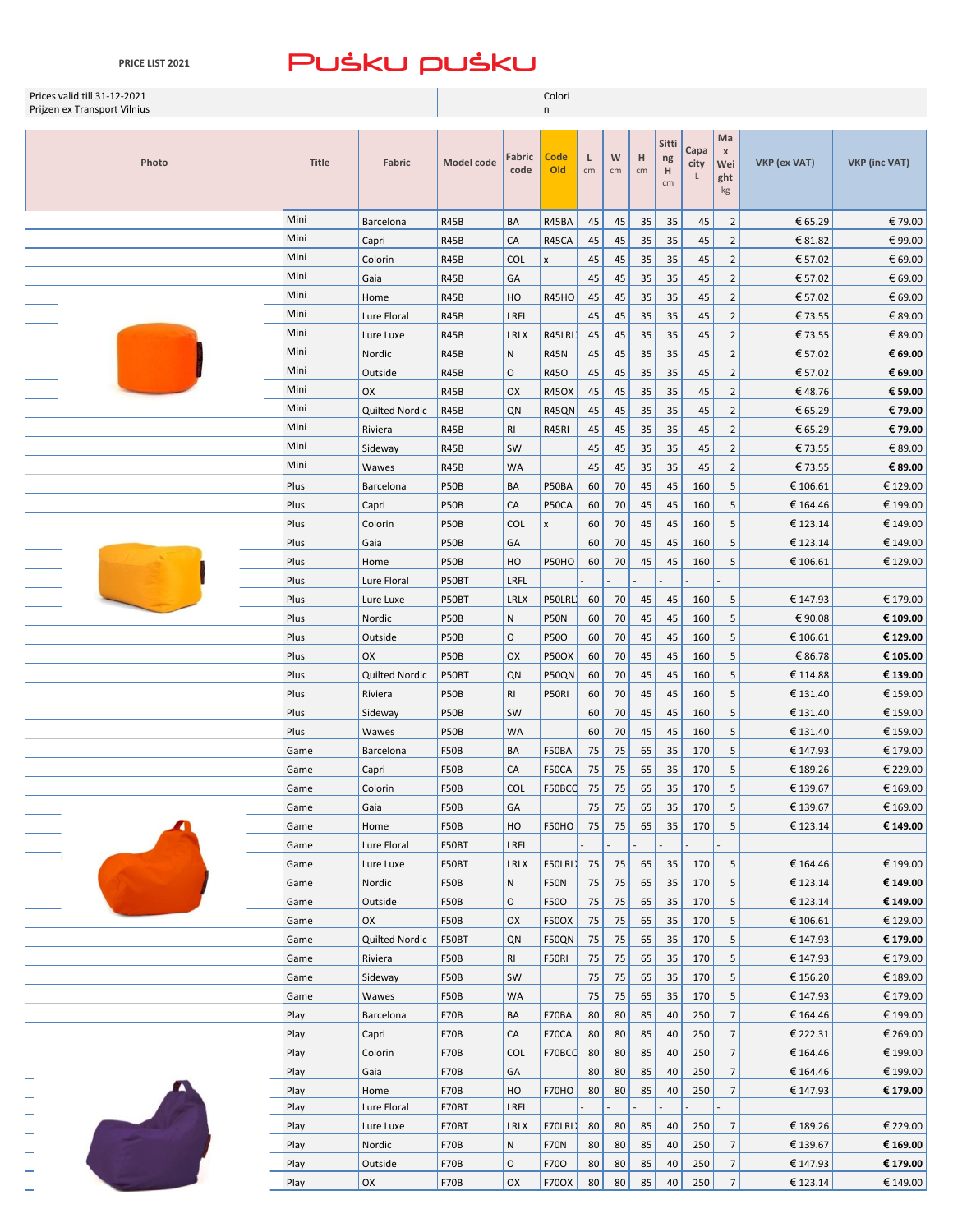PRICE LIST 2021

Puśku puśku

Prices valid till 31-12-2021
Prijzen ex Transport Vilnius

Colorin

| Photo | Title | Fabric | Model code | Fabric code | Code Old | L cm | W cm | H cm | Sitting H cm | Capacity L | Max Weight kg | VKP (ex VAT) | VKP (inc VAT) |
|---|---|---|---|---|---|---|---|---|---|---|---|---|---|
| | Mini | Barcelona | R45B | BA | R45BA | 45 | 45 | 35 | 35 | 45 | 2 | € 65.29 | € 79.00 |
| | Mini | Capri | R45B | CA | R45CA | 45 | 45 | 35 | 35 | 45 | 2 | € 81.82 | € 99.00 |
| | Mini | Colorin | R45B | COL | x | 45 | 45 | 35 | 35 | 45 | 2 | € 57.02 | € 69.00 |
| | Mini | Gaia | R45B | GA | | 45 | 45 | 35 | 35 | 45 | 2 | € 57.02 | € 69.00 |
| | Mini | Home | R45B | HO | R45HO | 45 | 45 | 35 | 35 | 45 | 2 | € 57.02 | € 69.00 |
| | Mini | Lure Floral | R45B | LRFL | | 45 | 45 | 35 | 35 | 45 | 2 | € 73.55 | € 89.00 |
| | Mini | Lure Luxe | R45B | LRLX | R45LRL | 45 | 45 | 35 | 35 | 45 | 2 | € 73.55 | € 89.00 |
| | Mini | Nordic | R45B | N | R45N | 45 | 45 | 35 | 35 | 45 | 2 | € 57.02 | **€ 69.00** |
| | Mini | Outside | R45B | O | R45O | 45 | 45 | 35 | 35 | 45 | 2 | € 57.02 | **€ 69.00** |
| | Mini | OX | R45B | OX | R45OX | 45 | 45 | 35 | 35 | 45 | 2 | € 48.76 | **€ 59.00** |
| | Mini | Quilted Nordic | R45B | QN | R45QN | 45 | 45 | 35 | 35 | 45 | 2 | € 65.29 | **€ 79.00** |
| | Mini | Riviera | R45B | RI | R45RI | 45 | 45 | 35 | 35 | 45 | 2 | € 65.29 | **€ 79.00** |
| | Mini | Sideway | R45B | SW | | 45 | 45 | 35 | 35 | 45 | 2 | € 73.55 | € 89.00 |
| | Mini | Wawes | R45B | WA | | 45 | 45 | 35 | 35 | 45 | 2 | € 73.55 | **€ 89.00** |
| | Plus | Barcelona | P50B | BA | P50BA | 60 | 70 | 45 | 45 | 160 | 5 | € 106.61 | € 129.00 |
| | Plus | Capri | P50B | CA | P50CA | 60 | 70 | 45 | 45 | 160 | 5 | € 164.46 | € 199.00 |
| | Plus | Colorin | P50B | COL | x | 60 | 70 | 45 | 45 | 160 | 5 | € 123.14 | € 149.00 |
| | Plus | Gaia | P50B | GA | | 60 | 70 | 45 | 45 | 160 | 5 | € 123.14 | € 149.00 |
| | Plus | Home | P50B | HO | P50HO | 60 | 70 | 45 | 45 | 160 | 5 | € 106.61 | € 129.00 |
| | Plus | Lure Floral | P50BT | LRFL | - | - | - | - | - | - | - | | |
| | Plus | Lure Luxe | P50BT | LRLX | P50LRL | 60 | 70 | 45 | 45 | 160 | 5 | € 147.93 | € 179.00 |
| | Plus | Nordic | P50B | N | P50N | 60 | 70 | 45 | 45 | 160 | 5 | € 90.08 | **€ 109.00** |
| | Plus | Outside | P50B | O | P50O | 60 | 70 | 45 | 45 | 160 | 5 | € 106.61 | **€ 129.00** |
| | Plus | OX | P50B | OX | P50OX | 60 | 70 | 45 | 45 | 160 | 5 | € 86.78 | **€ 105.00** |
| | Plus | Quilted Nordic | P50BT | QN | P50QN | 60 | 70 | 45 | 45 | 160 | 5 | € 114.88 | **€ 139.00** |
| | Plus | Riviera | P50B | RI | P50RI | 60 | 70 | 45 | 45 | 160 | 5 | € 131.40 | € 159.00 |
| | Plus | Sideway | P50B | SW | | 60 | 70 | 45 | 45 | 160 | 5 | € 131.40 | € 159.00 |
| | Plus | Wawes | P50B | WA | | 60 | 70 | 45 | 45 | 160 | 5 | € 131.40 | € 159.00 |
| | Game | Barcelona | F50B | BA | F50BA | 75 | 75 | 65 | 35 | 170 | 5 | € 147.93 | € 179.00 |
| | Game | Capri | F50B | CA | F50CA | 75 | 75 | 65 | 35 | 170 | 5 | € 189.26 | € 229.00 |
| | Game | Colorin | F50B | COL | F50BCO | 75 | 75 | 65 | 35 | 170 | 5 | € 139.67 | € 169.00 |
| | Game | Gaia | F50B | GA | | 75 | 75 | 65 | 35 | 170 | 5 | € 139.67 | € 169.00 |
| | Game | Home | F50B | HO | F50HO | 75 | 75 | 65 | 35 | 170 | 5 | € 123.14 | **€ 149.00** |
| | Game | Lure Floral | F50BT | LRFL | - | - | - | - | - | - | - | | |
| | Game | Lure Luxe | F50BT | LRLX | F50LRL | 75 | 75 | 65 | 35 | 170 | 5 | € 164.46 | € 199.00 |
| | Game | Nordic | F50B | N | F50N | 75 | 75 | 65 | 35 | 170 | 5 | € 123.14 | **€ 149.00** |
| | Game | Outside | F50B | O | F50O | 75 | 75 | 65 | 35 | 170 | 5 | € 123.14 | **€ 149.00** |
| | Game | OX | F50B | OX | F50OX | 75 | 75 | 65 | 35 | 170 | 5 | € 106.61 | € 129.00 |
| | Game | Quilted Nordic | F50BT | QN | F50QN | 75 | 75 | 65 | 35 | 170 | 5 | € 147.93 | **€ 179.00** |
| | Game | Riviera | F50B | RI | F50RI | 75 | 75 | 65 | 35 | 170 | 5 | € 147.93 | € 179.00 |
| | Game | Sideway | F50B | SW | | 75 | 75 | 65 | 35 | 170 | 5 | € 156.20 | € 189.00 |
| | Game | Wawes | F50B | WA | | 75 | 75 | 65 | 35 | 170 | 5 | € 147.93 | € 179.00 |
| | Play | Barcelona | F70B | BA | F70BA | 80 | 80 | 85 | 40 | 250 | 7 | € 164.46 | € 199.00 |
| | Play | Capri | F70B | CA | F70CA | 80 | 80 | 85 | 40 | 250 | 7 | € 222.31 | € 269.00 |
| | Play | Colorin | F70B | COL | F70BCO | 80 | 80 | 85 | 40 | 250 | 7 | € 164.46 | € 199.00 |
| | Play | Gaia | F70B | GA | | 80 | 80 | 85 | 40 | 250 | 7 | € 164.46 | € 199.00 |
| | Play | Home | F70B | HO | F70HO | 80 | 80 | 85 | 40 | 250 | 7 | € 147.93 | **€ 179.00** |
| | Play | Lure Floral | F70BT | LRFL | - | - | - | - | - | - | - | | |
| | Play | Lure Luxe | F70BT | LRLX | F70LRL | 80 | 80 | 85 | 40 | 250 | 7 | € 189.26 | € 229.00 |
| | Play | Nordic | F70B | N | F70N | 80 | 80 | 85 | 40 | 250 | 7 | € 139.67 | **€ 169.00** |
| | Play | Outside | F70B | O | F70O | 80 | 80 | 85 | 40 | 250 | 7 | € 147.93 | **€ 179.00** |
| | Play | OX | F70B | OX | F70OX | 80 | 80 | 85 | 40 | 250 | 7 | € 123.14 | € 149.00 |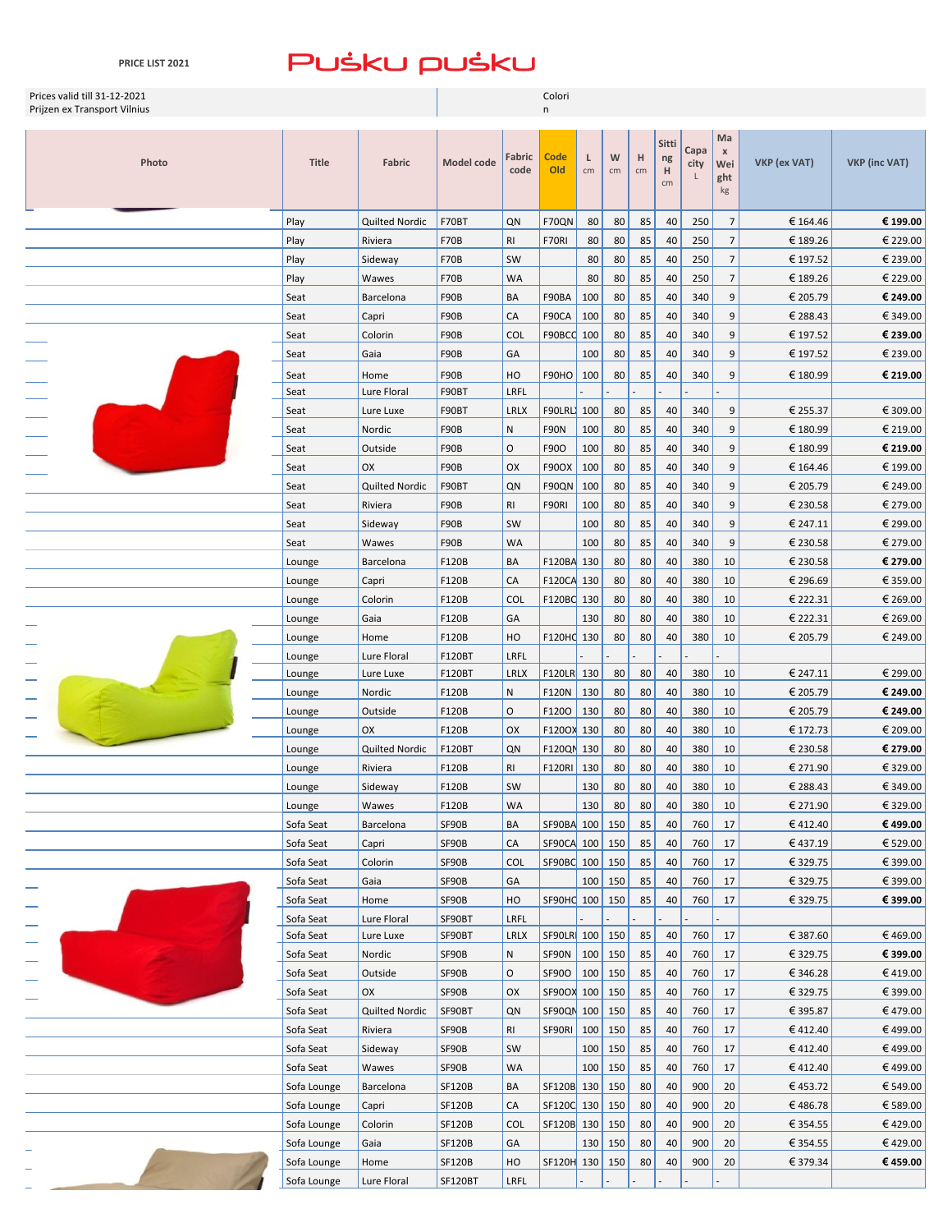PRICE LIST 2021

# Puśku puśku

Prices valid till 31-12-2021
Prijzen ex Transport Vilnius

Colorin

| Photo | Title | Fabric | Model code | Fabric code | Code Old | L cm | W cm | H cm | Sitting H cm | Capacity L | Max Weight kg | VKP (ex VAT) | VKP (inc VAT) |
|---|---|---|---|---|---|---|---|---|---|---|---|---|---|
| | Play | Quilted Nordic | F70BT | QN | F70QN | 80 | 80 | 85 | 40 | 250 | 7 | € 164.46 | **€ 199.00** |
| | Play | Riviera | F70B | RI | F70RI | 80 | 80 | 85 | 40 | 250 | 7 | € 189.26 | € 229.00 |
| | Play | Sideway | F70B | SW | | 80 | 80 | 85 | 40 | 250 | 7 | € 197.52 | € 239.00 |
| | Play | Wawes | F70B | WA | | 80 | 80 | 85 | 40 | 250 | 7 | € 189.26 | € 229.00 |
| | Seat | Barcelona | F90B | BA | F90BA | 100 | 80 | 85 | 40 | 340 | 9 | € 205.79 | **€ 249.00** |
| | Seat | Capri | F90B | CA | F90CA | 100 | 80 | 85 | 40 | 340 | 9 | € 288.43 | € 349.00 |
| | Seat | Colorin | F90B | COL | F90BCC | 100 | 80 | 85 | 40 | 340 | 9 | € 197.52 | **€ 239.00** |
| | Seat | Gaia | F90B | GA | | 100 | 80 | 85 | 40 | 340 | 9 | € 197.52 | € 239.00 |
| | Seat | Home | F90B | HO | F90HO | 100 | 80 | 85 | 40 | 340 | 9 | € 180.99 | **€ 219.00** |
| | Seat | Lure Floral | F90BT | LRFL | | - | - | - | - | - | - | | |
| | Seat | Lure Luxe | F90BT | LRLX | F90LRL | 100 | 80 | 85 | 40 | 340 | 9 | € 255.37 | € 309.00 |
| | Seat | Nordic | F90B | N | F90N | 100 | 80 | 85 | 40 | 340 | 9 | € 180.99 | € 219.00 |
| | Seat | Outside | F90B | O | F90O | 100 | 80 | 85 | 40 | 340 | 9 | € 180.99 | **€ 219.00** |
| | Seat | OX | F90B | OX | F90OX | 100 | 80 | 85 | 40 | 340 | 9 | € 164.46 | € 199.00 |
| | Seat | Quilted Nordic | F90BT | QN | F90QN | 100 | 80 | 85 | 40 | 340 | 9 | € 205.79 | € 249.00 |
| | Seat | Riviera | F90B | RI | F90RI | 100 | 80 | 85 | 40 | 340 | 9 | € 230.58 | € 279.00 |
| | Seat | Sideway | F90B | SW | | 100 | 80 | 85 | 40 | 340 | 9 | € 247.11 | € 299.00 |
| | Seat | Wawes | F90B | WA | | 100 | 80 | 85 | 40 | 340 | 9 | € 230.58 | € 279.00 |
| | Lounge | Barcelona | F120B | BA | F120BA | 130 | 80 | 80 | 40 | 380 | 10 | € 230.58 | **€ 279.00** |
| | Lounge | Capri | F120B | CA | F120CA | 130 | 80 | 80 | 40 | 380 | 10 | € 296.69 | € 359.00 |
| | Lounge | Colorin | F120B | COL | F120BC | 130 | 80 | 80 | 40 | 380 | 10 | € 222.31 | € 269.00 |
| | Lounge | Gaia | F120B | GA | | 130 | 80 | 80 | 40 | 380 | 10 | € 222.31 | € 269.00 |
| | Lounge | Home | F120B | HO | F120HO | 130 | 80 | 80 | 40 | 380 | 10 | € 205.79 | € 249.00 |
| | Lounge | Lure Floral | F120BT | LRFL | | - | - | - | - | - | - | | |
| | Lounge | Lure Luxe | F120BT | LRLX | F120LR | 130 | 80 | 80 | 40 | 380 | 10 | € 247.11 | € 299.00 |
| | Lounge | Nordic | F120B | N | F120N | 130 | 80 | 80 | 40 | 380 | 10 | € 205.79 | **€ 249.00** |
| | Lounge | Outside | F120B | O | F120O | 130 | 80 | 80 | 40 | 380 | 10 | € 205.79 | **€ 249.00** |
| | Lounge | OX | F120B | OX | F120OX | 130 | 80 | 80 | 40 | 380 | 10 | € 172.73 | € 209.00 |
| | Lounge | Quilted Nordic | F120BT | QN | F120QN | 130 | 80 | 80 | 40 | 380 | 10 | € 230.58 | **€ 279.00** |
| | Lounge | Riviera | F120B | RI | F120RI | 130 | 80 | 80 | 40 | 380 | 10 | € 271.90 | € 329.00 |
| | Lounge | Sideway | F120B | SW | | 130 | 80 | 80 | 40 | 380 | 10 | € 288.43 | € 349.00 |
| | Lounge | Wawes | F120B | WA | | 130 | 80 | 80 | 40 | 380 | 10 | € 271.90 | € 329.00 |
| | Sofa Seat | Barcelona | SF90B | BA | SF90BA | 100 | 150 | 85 | 40 | 760 | 17 | € 412.40 | **€ 499.00** |
| | Sofa Seat | Capri | SF90B | CA | SF90CA | 100 | 150 | 85 | 40 | 760 | 17 | € 437.19 | € 529.00 |
| | Sofa Seat | Colorin | SF90B | COL | SF90BC | 100 | 150 | 85 | 40 | 760 | 17 | € 329.75 | € 399.00 |
| | Sofa Seat | Gaia | SF90B | GA | | 100 | 150 | 85 | 40 | 760 | 17 | € 329.75 | € 399.00 |
| | Sofa Seat | Home | SF90B | HO | SF90HC | 100 | 150 | 85 | 40 | 760 | 17 | € 329.75 | **€ 399.00** |
| | Sofa Seat | Lure Floral | SF90BT | LRFL | | - | - | - | - | - | - | | |
| | Sofa Seat | Lure Luxe | SF90BT | LRLX | SF90LRI | 100 | 150 | 85 | 40 | 760 | 17 | € 387.60 | € 469.00 |
| | Sofa Seat | Nordic | SF90B | N | SF90N | 100 | 150 | 85 | 40 | 760 | 17 | € 329.75 | **€ 399.00** |
| | Sofa Seat | Outside | SF90B | O | SF90O | 100 | 150 | 85 | 40 | 760 | 17 | € 346.28 | € 419.00 |
| | Sofa Seat | OX | SF90B | OX | SF90OX | 100 | 150 | 85 | 40 | 760 | 17 | € 329.75 | € 399.00 |
| | Sofa Seat | Quilted Nordic | SF90BT | QN | SF90QN | 100 | 150 | 85 | 40 | 760 | 17 | € 395.87 | € 479.00 |
| | Sofa Seat | Riviera | SF90B | RI | SF90RI | 100 | 150 | 85 | 40 | 760 | 17 | € 412.40 | € 499.00 |
| | Sofa Seat | Sideway | SF90B | SW | | 100 | 150 | 85 | 40 | 760 | 17 | € 412.40 | € 499.00 |
| | Sofa Seat | Wawes | SF90B | WA | | 100 | 150 | 85 | 40 | 760 | 17 | € 412.40 | € 499.00 |
| | Sofa Lounge | Barcelona | SF120B | BA | SF120B | 130 | 150 | 80 | 40 | 900 | 20 | € 453.72 | € 549.00 |
| | Sofa Lounge | Capri | SF120B | CA | SF120C | 130 | 150 | 80 | 40 | 900 | 20 | € 486.78 | € 589.00 |
| | Sofa Lounge | Colorin | SF120B | COL | SF120B | 130 | 150 | 80 | 40 | 900 | 20 | € 354.55 | € 429.00 |
| | Sofa Lounge | Gaia | SF120B | GA | | 130 | 150 | 80 | 40 | 900 | 20 | € 354.55 | € 429.00 |
| | Sofa Lounge | Home | SF120B | HO | SF120H | 130 | 150 | 80 | 40 | 900 | 20 | € 379.34 | **€ 459.00** |
| | Sofa Lounge | Lure Floral | SF120BT | LRFL | | - | - | - | - | - | - | | |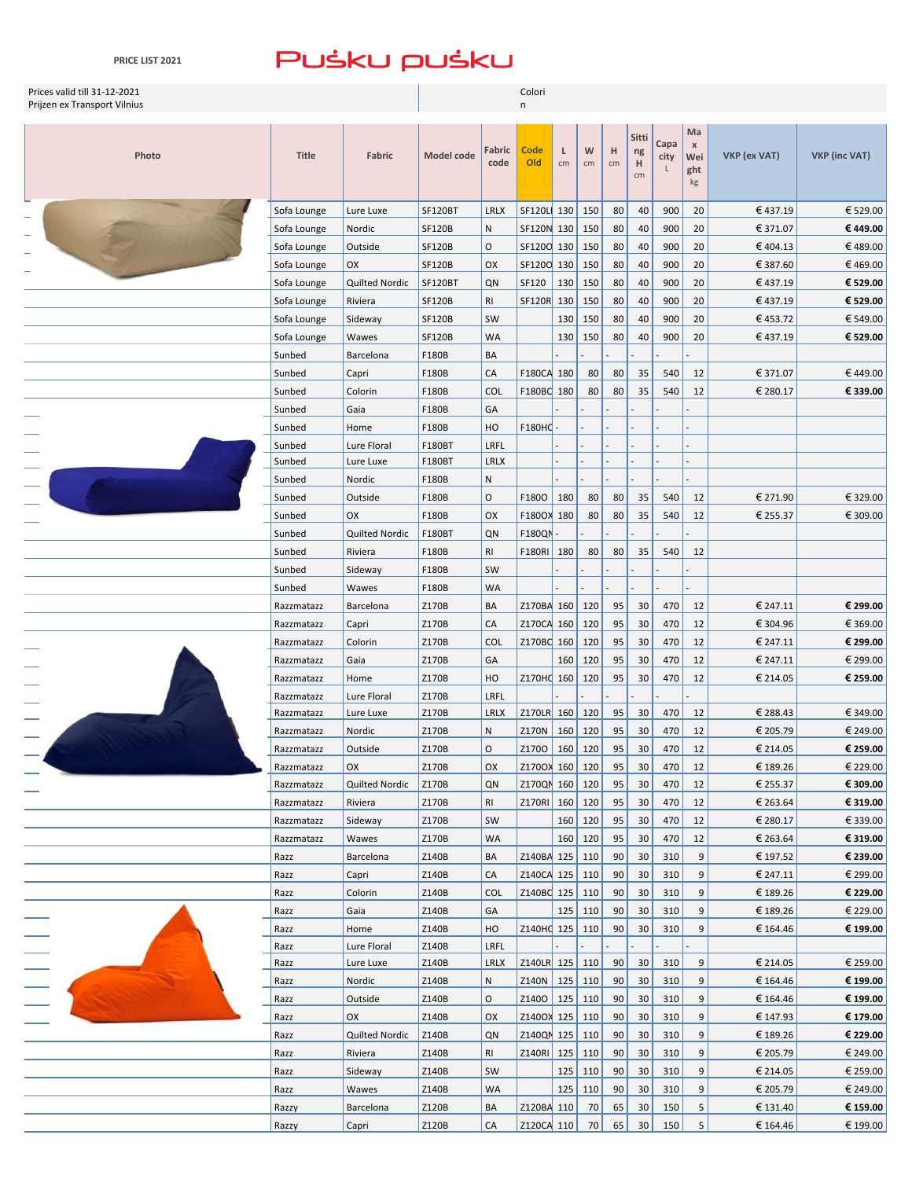PRICE LIST 2021

Puśku puśku

Prices valid till 31-12-2021
Prijzen ex Transport Vilnius

Colorin

| Photo | Title | Fabric | Model code | Fabric code | Code Old | L cm | W cm | H cm | Sitting H cm | Capacity L | Max Weight kg | VKP (ex VAT) | VKP (inc VAT) |
|---|---|---|---|---|---|---|---|---|---|---|---|---|---|
| | Sofa Lounge | Lure Luxe | SF120BT | LRLX | SF120LI | 130 | 150 | 80 | 40 | 900 | 20 | € 437.19 | € 529.00 |
| | Sofa Lounge | Nordic | SF120B | N | SF120N | 130 | 150 | 80 | 40 | 900 | 20 | € 371.07 | **€ 449.00** |
| | Sofa Lounge | Outside | SF120B | O | SF120O | 130 | 150 | 80 | 40 | 900 | 20 | € 404.13 | € 489.00 |
| | Sofa Lounge | OX | SF120B | OX | SF120O | 130 | 150 | 80 | 40 | 900 | 20 | € 387.60 | € 469.00 |
| | Sofa Lounge | Quilted Nordic | SF120BT | QN | SF120 | 130 | 150 | 80 | 40 | 900 | 20 | € 437.19 | **€ 529.00** |
| | Sofa Lounge | Riviera | SF120B | RI | SF120R | 130 | 150 | 80 | 40 | 900 | 20 | € 437.19 | **€ 529.00** |
| | Sofa Lounge | Sideway | SF120B | SW | | 130 | 150 | 80 | 40 | 900 | 20 | € 453.72 | € 549.00 |
| | Sofa Lounge | Wawes | SF120B | WA | | 130 | 150 | 80 | 40 | 900 | 20 | € 437.19 | **€ 529.00** |
| | Sunbed | Barcelona | F180B | BA | | - | - | - | - | - | - | | |
| | Sunbed | Capri | F180B | CA | F180CA | 180 | 80 | 80 | 35 | 540 | 12 | € 371.07 | € 449.00 |
| | Sunbed | Colorin | F180B | COL | F180BC | 180 | 80 | 80 | 35 | 540 | 12 | € 280.17 | **€ 339.00** |
| | Sunbed | Gaia | F180B | GA | | - | - | - | - | - | - | | |
| | Sunbed | Home | F180B | HO | F180HC | - | - | - | - | - | - | | |
| | Sunbed | Lure Floral | F180BT | LRFL | | - | - | - | - | - | - | | |
| | Sunbed | Lure Luxe | F180BT | LRLX | | - | - | - | - | - | - | | |
| | Sunbed | Nordic | F180B | N | | - | - | - | - | - | - | | |
| | Sunbed | Outside | F180B | O | F180O | 180 | 80 | 80 | 35 | 540 | 12 | € 271.90 | € 329.00 |
| | Sunbed | OX | F180B | OX | F180OX | 180 | 80 | 80 | 35 | 540 | 12 | € 255.37 | € 309.00 |
| | Sunbed | Quilted Nordic | F180BT | QN | F180QN | - | - | - | - | - | - | | |
| | Sunbed | Riviera | F180B | RI | F180RI | 180 | 80 | 80 | 35 | 540 | 12 | | |
| | Sunbed | Sideway | F180B | SW | | - | - | - | - | - | - | | |
| | Sunbed | Wawes | F180B | WA | | - | - | - | - | - | - | | |
| | Razzmatazz | Barcelona | Z170B | BA | Z170BA | 160 | 120 | 95 | 30 | 470 | 12 | € 247.11 | **€ 299.00** |
| | Razzmatazz | Capri | Z170B | CA | Z170CA | 160 | 120 | 95 | 30 | 470 | 12 | € 304.96 | € 369.00 |
| | Razzmatazz | Colorin | Z170B | COL | Z170BC | 160 | 120 | 95 | 30 | 470 | 12 | € 247.11 | **€ 299.00** |
| | Razzmatazz | Gaia | Z170B | GA | | 160 | 120 | 95 | 30 | 470 | 12 | € 247.11 | € 299.00 |
| | Razzmatazz | Home | Z170B | HO | Z170HC | 160 | 120 | 95 | 30 | 470 | 12 | € 214.05 | **€ 259.00** |
| | Razzmatazz | Lure Floral | Z170B | LRFL | | - | - | - | - | - | - | | |
| | Razzmatazz | Lure Luxe | Z170B | LRLX | Z170LR | 160 | 120 | 95 | 30 | 470 | 12 | € 288.43 | € 349.00 |
| | Razzmatazz | Nordic | Z170B | N | Z170N | 160 | 120 | 95 | 30 | 470 | 12 | € 205.79 | € 249.00 |
| | Razzmatazz | Outside | Z170B | O | Z170O | 160 | 120 | 95 | 30 | 470 | 12 | € 214.05 | **€ 259.00** |
| | Razzmatazz | OX | Z170B | OX | Z170OX | 160 | 120 | 95 | 30 | 470 | 12 | € 189.26 | € 229.00 |
| | Razzmatazz | Quilted Nordic | Z170B | QN | Z170QN | 160 | 120 | 95 | 30 | 470 | 12 | € 255.37 | **€ 309.00** |
| | Razzmatazz | Riviera | Z170B | RI | Z170RI | 160 | 120 | 95 | 30 | 470 | 12 | € 263.64 | **€ 319.00** |
| | Razzmatazz | Sideway | Z170B | SW | | 160 | 120 | 95 | 30 | 470 | 12 | € 280.17 | € 339.00 |
| | Razzmatazz | Wawes | Z170B | WA | | 160 | 120 | 95 | 30 | 470 | 12 | € 263.64 | **€ 319.00** |
| | Razz | Barcelona | Z140B | BA | Z140BA | 125 | 110 | 90 | 30 | 310 | 9 | € 197.52 | **€ 239.00** |
| | Razz | Capri | Z140B | CA | Z140CA | 125 | 110 | 90 | 30 | 310 | 9 | € 247.11 | € 299.00 |
| | Razz | Colorin | Z140B | COL | Z140BC | 125 | 110 | 90 | 30 | 310 | 9 | € 189.26 | **€ 229.00** |
| | Razz | Gaia | Z140B | GA | | 125 | 110 | 90 | 30 | 310 | 9 | € 189.26 | € 229.00 |
| | Razz | Home | Z140B | HO | Z140HC | 125 | 110 | 90 | 30 | 310 | 9 | € 164.46 | **€ 199.00** |
| | Razz | Lure Floral | Z140B | LRFL | | - | - | - | - | - | - | | |
| | Razz | Lure Luxe | Z140B | LRLX | Z140LR | 125 | 110 | 90 | 30 | 310 | 9 | € 214.05 | € 259.00 |
| | Razz | Nordic | Z140B | N | Z140N | 125 | 110 | 90 | 30 | 310 | 9 | € 164.46 | **€ 199.00** |
| | Razz | Outside | Z140B | O | Z140O | 125 | 110 | 90 | 30 | 310 | 9 | € 164.46 | **€ 199.00** |
| | Razz | OX | Z140B | OX | Z140OX | 125 | 110 | 90 | 30 | 310 | 9 | € 147.93 | **€ 179.00** |
| | Razz | Quilted Nordic | Z140B | QN | Z140QN | 125 | 110 | 90 | 30 | 310 | 9 | € 189.26 | **€ 229.00** |
| | Razz | Riviera | Z140B | RI | Z140RI | 125 | 110 | 90 | 30 | 310 | 9 | € 205.79 | € 249.00 |
| | Razz | Sideway | Z140B | SW | | 125 | 110 | 90 | 30 | 310 | 9 | € 214.05 | € 259.00 |
| | Razz | Wawes | Z140B | WA | | 125 | 110 | 90 | 30 | 310 | 9 | € 205.79 | € 249.00 |
| | Razzy | Barcelona | Z120B | BA | Z120BA | 110 | 70 | 65 | 30 | 150 | 5 | € 131.40 | **€ 159.00** |
| | Razzy | Capri | Z120B | CA | Z120CA | 110 | 70 | 65 | 30 | 150 | 5 | € 164.46 | € 199.00 |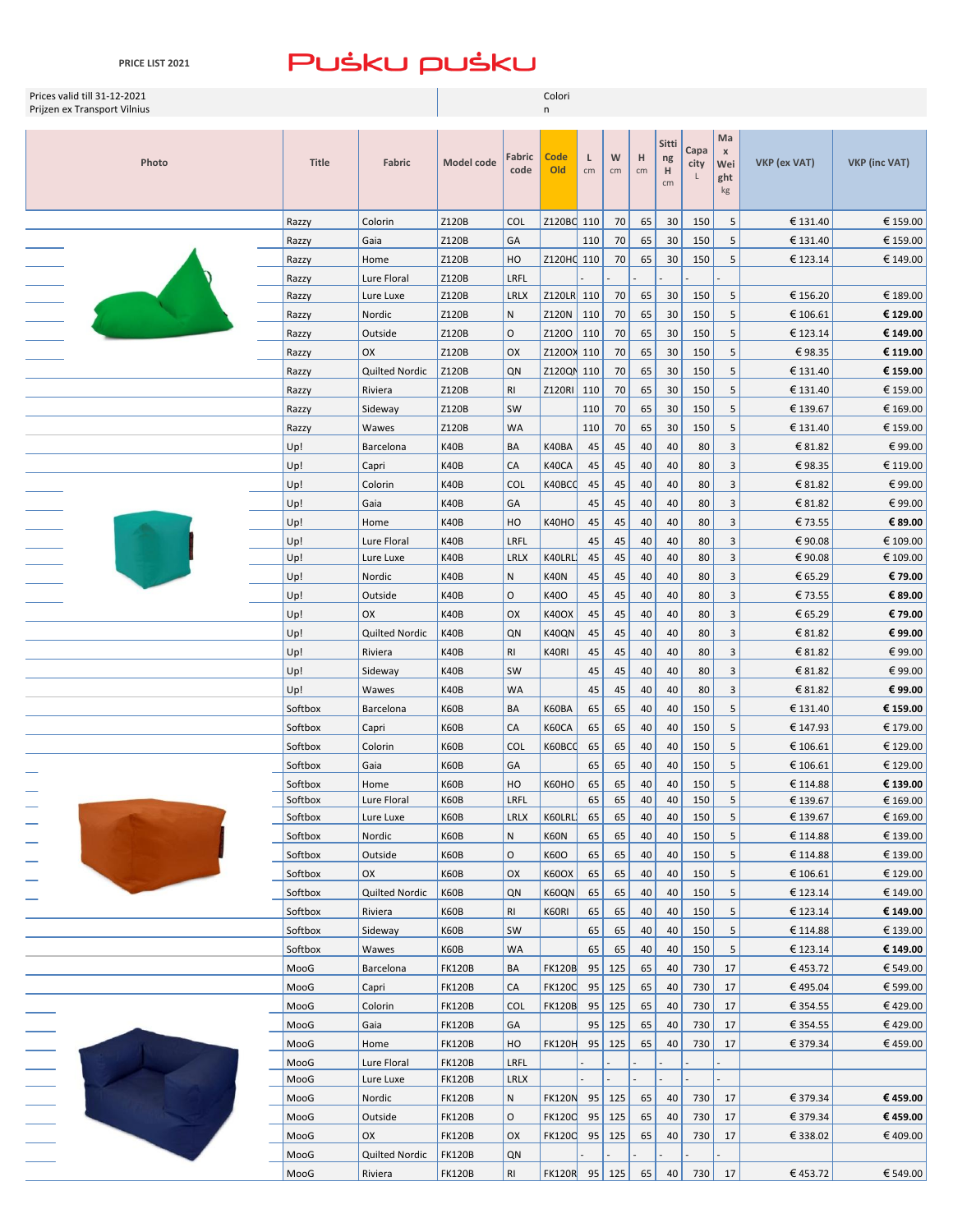PRICE LIST 2021

# Puśku puśku

Prices valid till 31-12-2021
Prijzen ex Transport Vilnius

Colorin

| Photo | Title | Fabric | Model code | Fabric code | Code Old | L cm | W cm | H cm | Sitting H cm | Capacity L | Max Weight kg | VKP (ex VAT) | VKP (inc VAT) |
|---|---|---|---|---|---|---|---|---|---|---|---|---|---|
| | Razzy | Colorin | Z120B | COL | Z120BC | 110 | 70 | 65 | 30 | 150 | 5 | € 131.40 | € 159.00 |
| | Razzy | Gaia | Z120B | GA | | 110 | 70 | 65 | 30 | 150 | 5 | € 131.40 | € 159.00 |
| | Razzy | Home | Z120B | HO | Z120HC | 110 | 70 | 65 | 30 | 150 | 5 | € 123.14 | € 149.00 |
| | Razzy | Lure Floral | Z120B | LRFL | | - | - | - | - | - | - | | |
| | Razzy | Lure Luxe | Z120B | LRLX | Z120LR | 110 | 70 | 65 | 30 | 150 | 5 | € 156.20 | € 189.00 |
| | Razzy | Nordic | Z120B | N | Z120N | 110 | 70 | 65 | 30 | 150 | 5 | € 106.61 | **€ 129.00** |
| | Razzy | Outside | Z120B | O | Z120O | 110 | 70 | 65 | 30 | 150 | 5 | € 123.14 | **€ 149.00** |
| | Razzy | OX | Z120B | OX | Z120OX | 110 | 70 | 65 | 30 | 150 | 5 | € 98.35 | **€ 119.00** |
| | Razzy | Quilted Nordic | Z120B | QN | Z120QN | 110 | 70 | 65 | 30 | 150 | 5 | € 131.40 | **€ 159.00** |
| | Razzy | Riviera | Z120B | RI | Z120RI | 110 | 70 | 65 | 30 | 150 | 5 | € 131.40 | € 159.00 |
| | Razzy | Sideway | Z120B | SW | | 110 | 70 | 65 | 30 | 150 | 5 | € 139.67 | € 169.00 |
| | Razzy | Wawes | Z120B | WA | | 110 | 70 | 65 | 30 | 150 | 5 | € 131.40 | € 159.00 |
| | Up! | Barcelona | K40B | BA | K40BA | 45 | 45 | 40 | 40 | 80 | 3 | € 81.82 | € 99.00 |
| | Up! | Capri | K40B | CA | K40CA | 45 | 45 | 40 | 40 | 80 | 3 | € 98.35 | € 119.00 |
| | Up! | Colorin | K40B | COL | K40BCC | 45 | 45 | 40 | 40 | 80 | 3 | € 81.82 | € 99.00 |
| | Up! | Gaia | K40B | GA | | 45 | 45 | 40 | 40 | 80 | 3 | € 81.82 | € 99.00 |
| | Up! | Home | K40B | HO | K40HO | 45 | 45 | 40 | 40 | 80 | 3 | € 73.55 | **€ 89.00** |
| | Up! | Lure Floral | K40B | LRFL | | 45 | 45 | 40 | 40 | 80 | 3 | € 90.08 | € 109.00 |
| | Up! | Lure Luxe | K40B | LRLX | K40LRL | 45 | 45 | 40 | 40 | 80 | 3 | € 90.08 | € 109.00 |
| | Up! | Nordic | K40B | N | K40N | 45 | 45 | 40 | 40 | 80 | 3 | € 65.29 | **€ 79.00** |
| | Up! | Outside | K40B | O | K40O | 45 | 45 | 40 | 40 | 80 | 3 | € 73.55 | **€ 89.00** |
| | Up! | OX | K40B | OX | K40OX | 45 | 45 | 40 | 40 | 80 | 3 | € 65.29 | **€ 79.00** |
| | Up! | Quilted Nordic | K40B | QN | K40QN | 45 | 45 | 40 | 40 | 80 | 3 | € 81.82 | **€ 99.00** |
| | Up! | Riviera | K40B | RI | K40RI | 45 | 45 | 40 | 40 | 80 | 3 | € 81.82 | € 99.00 |
| | Up! | Sideway | K40B | SW | | 45 | 45 | 40 | 40 | 80 | 3 | € 81.82 | € 99.00 |
| | Up! | Wawes | K40B | WA | | 45 | 45 | 40 | 40 | 80 | 3 | € 81.82 | **€ 99.00** |
| | Softbox | Barcelona | K60B | BA | K60BA | 65 | 65 | 40 | 40 | 150 | 5 | € 131.40 | **€ 159.00** |
| | Softbox | Capri | K60B | CA | K60CA | 65 | 65 | 40 | 40 | 150 | 5 | € 147.93 | € 179.00 |
| | Softbox | Colorin | K60B | COL | K60BCC | 65 | 65 | 40 | 40 | 150 | 5 | € 106.61 | € 129.00 |
| | Softbox | Gaia | K60B | GA | | 65 | 65 | 40 | 40 | 150 | 5 | € 106.61 | € 129.00 |
| | Softbox | Home | K60B | HO | K60HO | 65 | 65 | 40 | 40 | 150 | 5 | € 114.88 | **€ 139.00** |
| | Softbox | Lure Floral | K60B | LRFL | | 65 | 65 | 40 | 40 | 150 | 5 | € 139.67 | € 169.00 |
| | Softbox | Lure Luxe | K60B | LRLX | K60LRL | 65 | 65 | 40 | 40 | 150 | 5 | € 139.67 | € 169.00 |
| | Softbox | Nordic | K60B | N | K60N | 65 | 65 | 40 | 40 | 150 | 5 | € 114.88 | € 139.00 |
| | Softbox | Outside | K60B | O | K60O | 65 | 65 | 40 | 40 | 150 | 5 | € 114.88 | € 139.00 |
| | Softbox | OX | K60B | OX | K60OX | 65 | 65 | 40 | 40 | 150 | 5 | € 106.61 | € 129.00 |
| | Softbox | Quilted Nordic | K60B | QN | K60QN | 65 | 65 | 40 | 40 | 150 | 5 | € 123.14 | € 149.00 |
| | Softbox | Riviera | K60B | RI | K60RI | 65 | 65 | 40 | 40 | 150 | 5 | € 123.14 | **€ 149.00** |
| | Softbox | Sideway | K60B | SW | | 65 | 65 | 40 | 40 | 150 | 5 | € 114.88 | € 139.00 |
| | Softbox | Wawes | K60B | WA | | 65 | 65 | 40 | 40 | 150 | 5 | € 123.14 | **€ 149.00** |
| | MooG | Barcelona | FK120B | BA | FK120B | 95 | 125 | 65 | 40 | 730 | 17 | € 453.72 | € 549.00 |
| | MooG | Capri | FK120B | CA | FK120C | 95 | 125 | 65 | 40 | 730 | 17 | € 495.04 | € 599.00 |
| | MooG | Colorin | FK120B | COL | FK120B | 95 | 125 | 65 | 40 | 730 | 17 | € 354.55 | € 429.00 |
| | MooG | Gaia | FK120B | GA | | 95 | 125 | 65 | 40 | 730 | 17 | € 354.55 | € 429.00 |
| | MooG | Home | FK120B | HO | FK120H | 95 | 125 | 65 | 40 | 730 | 17 | € 379.34 | € 459.00 |
| | MooG | Lure Floral | FK120B | LRFL | | - | - | - | - | - | - | | |
| | MooG | Lure Luxe | FK120B | LRLX | | - | - | - | - | - | - | | |
| | MooG | Nordic | FK120B | N | FK120N | 95 | 125 | 65 | 40 | 730 | 17 | € 379.34 | **€ 459.00** |
| | MooG | Outside | FK120B | O | FK120O | 95 | 125 | 65 | 40 | 730 | 17 | € 379.34 | **€ 459.00** |
| | MooG | OX | FK120B | OX | FK120O | 95 | 125 | 65 | 40 | 730 | 17 | € 338.02 | € 409.00 |
| | MooG | Quilted Nordic | FK120B | QN | | - | - | - | - | - | - | | |
| | MooG | Riviera | FK120B | RI | FK120R | 95 | 125 | 65 | 40 | 730 | 17 | € 453.72 | € 549.00 |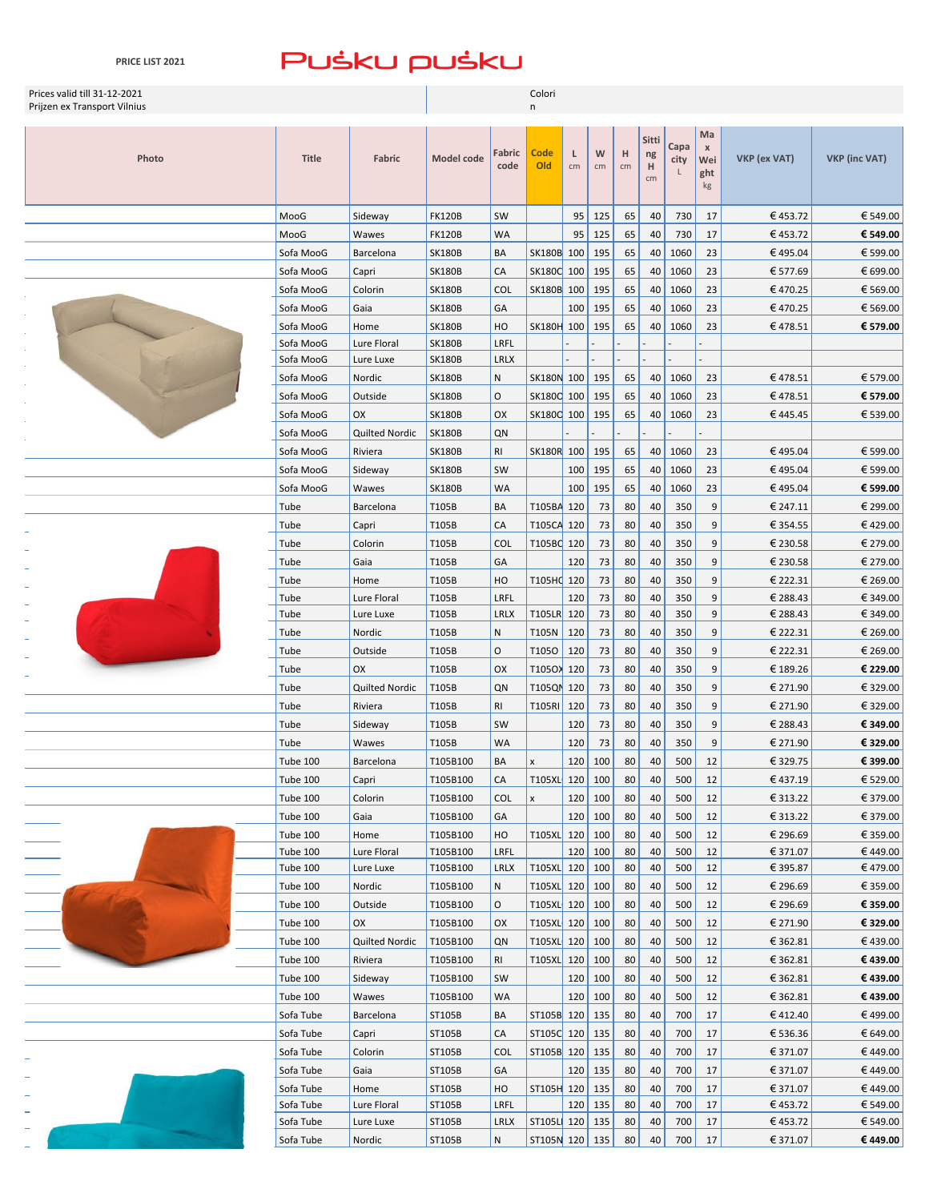PRICE LIST 2021

Pušku pušku

Prices valid till 31-12-2021
Prijzen ex Transport Vilnius

Colorin

| Photo | Title | Fabric | Model code | Fabric code | Code Old | L cm | W cm | H cm | Sitting H cm | Capacity L | Max Weight kg | VKP (ex VAT) | VKP (inc VAT) |
|---|---|---|---|---|---|---|---|---|---|---|---|---|---|
| | MooG | Sideway | FK120B | SW | | 95 | 125 | 65 | 40 | 730 | 17 | € 453.72 | € 549.00 |
| | MooG | Wawes | FK120B | WA | | 95 | 125 | 65 | 40 | 730 | 17 | € 453.72 | **€ 549.00** |
| | Sofa MooG | Barcelona | SK180B | BA | SK180B | 100 | 195 | 65 | 40 | 1060 | 23 | € 495.04 | € 599.00 |
| | Sofa MooG | Capri | SK180B | CA | SK180C | 100 | 195 | 65 | 40 | 1060 | 23 | € 577.69 | € 699.00 |
| | Sofa MooG | Colorin | SK180B | COL | SK180B | 100 | 195 | 65 | 40 | 1060 | 23 | € 470.25 | € 569.00 |
| | Sofa MooG | Gaia | SK180B | GA | | 100 | 195 | 65 | 40 | 1060 | 23 | € 470.25 | € 569.00 |
| | Sofa MooG | Home | SK180B | HO | SK180H | 100 | 195 | 65 | 40 | 1060 | 23 | € 478.51 | **€ 579.00** |
| | Sofa MooG | Lure Floral | SK180B | LRFL | | - | - | - | - | - | - | | |
| | Sofa MooG | Lure Luxe | SK180B | LRLX | | - | - | - | - | - | - | | |
| | Sofa MooG | Nordic | SK180B | N | SK180N | 100 | 195 | 65 | 40 | 1060 | 23 | € 478.51 | € 579.00 |
| | Sofa MooG | Outside | SK180B | O | SK180O | 100 | 195 | 65 | 40 | 1060 | 23 | € 478.51 | **€ 579.00** |
| | Sofa MooG | OX | SK180B | OX | SK180O | 100 | 195 | 65 | 40 | 1060 | 23 | € 445.45 | € 539.00 |
| | Sofa MooG | Quilted Nordic | SK180B | QN | | - | - | - | - | - | - | | |
| | Sofa MooG | Riviera | SK180B | RI | SK180R | 100 | 195 | 65 | 40 | 1060 | 23 | € 495.04 | € 599.00 |
| | Sofa MooG | Sideway | SK180B | SW | | 100 | 195 | 65 | 40 | 1060 | 23 | € 495.04 | € 599.00 |
| | Sofa MooG | Wawes | SK180B | WA | | 100 | 195 | 65 | 40 | 1060 | 23 | € 495.04 | **€ 599.00** |
| | Tube | Barcelona | T105B | BA | T105BA | 120 | 73 | 80 | 40 | 350 | 9 | € 247.11 | € 299.00 |
| | Tube | Capri | T105B | CA | T105CA | 120 | 73 | 80 | 40 | 350 | 9 | € 354.55 | € 429.00 |
| | Tube | Colorin | T105B | COL | T105BC | 120 | 73 | 80 | 40 | 350 | 9 | € 230.58 | € 279.00 |
| | Tube | Gaia | T105B | GA | | 120 | 73 | 80 | 40 | 350 | 9 | € 230.58 | € 279.00 |
| | Tube | Home | T105B | HO | T105HC | 120 | 73 | 80 | 40 | 350 | 9 | € 222.31 | € 269.00 |
| | Tube | Lure Floral | T105B | LRFL | | 120 | 73 | 80 | 40 | 350 | 9 | € 288.43 | € 349.00 |
| | Tube | Lure Luxe | T105B | LRLX | T105LR | 120 | 73 | 80 | 40 | 350 | 9 | € 288.43 | € 349.00 |
| | Tube | Nordic | T105B | N | T105N | 120 | 73 | 80 | 40 | 350 | 9 | € 222.31 | € 269.00 |
| | Tube | Outside | T105B | O | T105O | 120 | 73 | 80 | 40 | 350 | 9 | € 222.31 | € 269.00 |
| | Tube | OX | T105B | OX | T105OX | 120 | 73 | 80 | 40 | 350 | 9 | € 189.26 | **€ 229.00** |
| | Tube | Quilted Nordic | T105B | QN | T105QN | 120 | 73 | 80 | 40 | 350 | 9 | € 271.90 | € 329.00 |
| | Tube | Riviera | T105B | RI | T105RI | 120 | 73 | 80 | 40 | 350 | 9 | € 271.90 | € 329.00 |
| | Tube | Sideway | T105B | SW | | 120 | 73 | 80 | 40 | 350 | 9 | € 288.43 | **€ 349.00** |
| | Tube | Wawes | T105B | WA | | 120 | 73 | 80 | 40 | 350 | 9 | € 271.90 | **€ 329.00** |
| | Tube 100 | Barcelona | T105B100 | BA | x | 120 | 100 | 80 | 40 | 500 | 12 | € 329.75 | **€ 399.00** |
| | Tube 100 | Capri | T105B100 | CA | T105XL | 120 | 100 | 80 | 40 | 500 | 12 | € 437.19 | € 529.00 |
| | Tube 100 | Colorin | T105B100 | COL | x | 120 | 100 | 80 | 40 | 500 | 12 | € 313.22 | € 379.00 |
| | Tube 100 | Gaia | T105B100 | GA | | 120 | 100 | 80 | 40 | 500 | 12 | € 313.22 | € 379.00 |
| | Tube 100 | Home | T105B100 | HO | T105XL | 120 | 100 | 80 | 40 | 500 | 12 | € 296.69 | € 359.00 |
| | Tube 100 | Lure Floral | T105B100 | LRFL | | 120 | 100 | 80 | 40 | 500 | 12 | € 371.07 | € 449.00 |
| | Tube 100 | Lure Luxe | T105B100 | LRLX | T105XL | 120 | 100 | 80 | 40 | 500 | 12 | € 395.87 | € 479.00 |
| | Tube 100 | Nordic | T105B100 | N | T105XL | 120 | 100 | 80 | 40 | 500 | 12 | € 296.69 | € 359.00 |
| | Tube 100 | Outside | T105B100 | O | T105XL | 120 | 100 | 80 | 40 | 500 | 12 | € 296.69 | **€ 359.00** |
| | Tube 100 | OX | T105B100 | OX | T105XL | 120 | 100 | 80 | 40 | 500 | 12 | € 271.90 | **€ 329.00** |
| | Tube 100 | Quilted Nordic | T105B100 | QN | T105XL | 120 | 100 | 80 | 40 | 500 | 12 | € 362.81 | € 439.00 |
| | Tube 100 | Riviera | T105B100 | RI | T105XL | 120 | 100 | 80 | 40 | 500 | 12 | € 362.81 | **€ 439.00** |
| | Tube 100 | Sideway | T105B100 | SW | | 120 | 100 | 80 | 40 | 500 | 12 | € 362.81 | **€ 439.00** |
| | Tube 100 | Wawes | T105B100 | WA | | 120 | 100 | 80 | 40 | 500 | 12 | € 362.81 | **€ 439.00** |
| | Sofa Tube | Barcelona | ST105B | BA | ST105B | 120 | 135 | 80 | 40 | 700 | 17 | € 412.40 | € 499.00 |
| | Sofa Tube | Capri | ST105B | CA | ST105C | 120 | 135 | 80 | 40 | 700 | 17 | € 536.36 | € 649.00 |
| | Sofa Tube | Colorin | ST105B | COL | ST105B | 120 | 135 | 80 | 40 | 700 | 17 | € 371.07 | € 449.00 |
| | Sofa Tube | Gaia | ST105B | GA | | 120 | 135 | 80 | 40 | 700 | 17 | € 371.07 | € 449.00 |
| | Sofa Tube | Home | ST105B | HO | ST105H | 120 | 135 | 80 | 40 | 700 | 17 | € 371.07 | € 449.00 |
| | Sofa Tube | Lure Floral | ST105B | LRFL | | 120 | 135 | 80 | 40 | 700 | 17 | € 453.72 | € 549.00 |
| | Sofa Tube | Lure Luxe | ST105B | LRLX | ST105LI | 120 | 135 | 80 | 40 | 700 | 17 | € 453.72 | € 549.00 |
| | Sofa Tube | Nordic | ST105B | N | ST105N | 120 | 135 | 80 | 40 | 700 | 17 | € 371.07 | **€ 449.00** |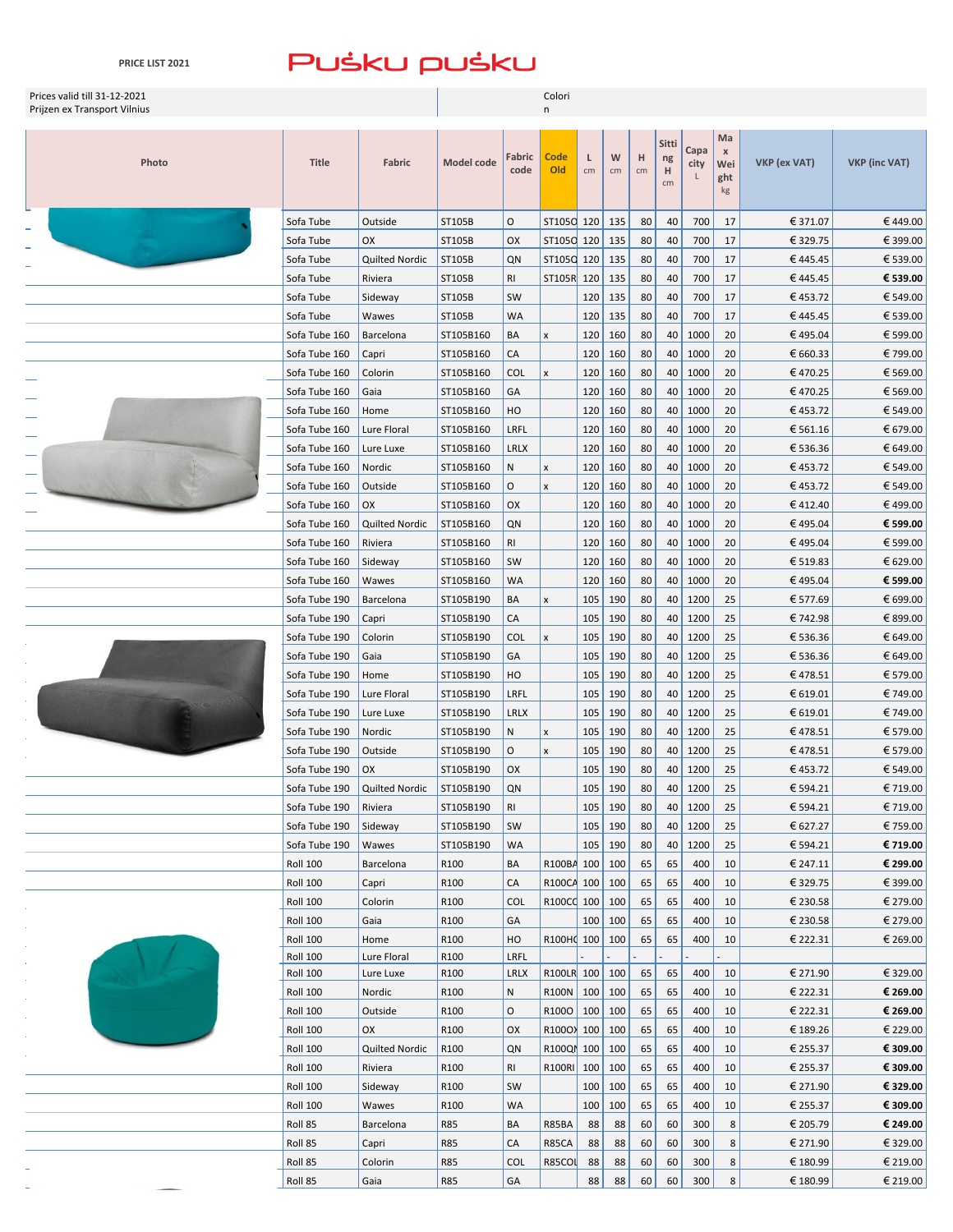PRICE LIST 2021

# Puśku puśku

Prices valid till 31-12-2021
Prijzen ex Transport Vilnius

Colori
n

| Photo | Title | Fabric | Model code | Fabric code | Code Old | L cm | W cm | H cm | Sitting H cm | Capacity L | Max Weight kg | VKP (ex VAT) | VKP (inc VAT) |
|---|---|---|---|---|---|---|---|---|---|---|---|---|---|
| | Sofa Tube | Outside | ST105B | O | ST105O | 120 | 135 | 80 | 40 | 700 | 17 | € 371.07 | € 449.00 |
| | Sofa Tube | OX | ST105B | OX | ST105O | 120 | 135 | 80 | 40 | 700 | 17 | € 329.75 | € 399.00 |
| | Sofa Tube | Quilted Nordic | ST105B | QN | ST105Q | 120 | 135 | 80 | 40 | 700 | 17 | € 445.45 | € 539.00 |
| | Sofa Tube | Riviera | ST105B | RI | ST105R | 120 | 135 | 80 | 40 | 700 | 17 | € 445.45 | **€ 539.00** |
| | Sofa Tube | Sideway | ST105B | SW | | 120 | 135 | 80 | 40 | 700 | 17 | € 453.72 | € 549.00 |
| | Sofa Tube | Wawes | ST105B | WA | | 120 | 135 | 80 | 40 | 700 | 17 | € 445.45 | € 539.00 |
| | Sofa Tube 160 | Barcelona | ST105B160 | BA | x | 120 | 160 | 80 | 40 | 1000 | 20 | € 495.04 | € 599.00 |
| | Sofa Tube 160 | Capri | ST105B160 | CA | | 120 | 160 | 80 | 40 | 1000 | 20 | € 660.33 | € 799.00 |
| | Sofa Tube 160 | Colorin | ST105B160 | COL | x | 120 | 160 | 80 | 40 | 1000 | 20 | € 470.25 | € 569.00 |
| | Sofa Tube 160 | Gaia | ST105B160 | GA | | 120 | 160 | 80 | 40 | 1000 | 20 | € 470.25 | € 569.00 |
| | Sofa Tube 160 | Home | ST105B160 | HO | | 120 | 160 | 80 | 40 | 1000 | 20 | € 453.72 | € 549.00 |
| | Sofa Tube 160 | Lure Floral | ST105B160 | LRFL | | 120 | 160 | 80 | 40 | 1000 | 20 | € 561.16 | € 679.00 |
| | Sofa Tube 160 | Lure Luxe | ST105B160 | LRLX | | 120 | 160 | 80 | 40 | 1000 | 20 | € 536.36 | € 649.00 |
| | Sofa Tube 160 | Nordic | ST105B160 | N | x | 120 | 160 | 80 | 40 | 1000 | 20 | € 453.72 | € 549.00 |
| | Sofa Tube 160 | Outside | ST105B160 | O | x | 120 | 160 | 80 | 40 | 1000 | 20 | € 453.72 | € 549.00 |
| | Sofa Tube 160 | OX | ST105B160 | OX | | 120 | 160 | 80 | 40 | 1000 | 20 | € 412.40 | € 499.00 |
| | Sofa Tube 160 | Quilted Nordic | ST105B160 | QN | | 120 | 160 | 80 | 40 | 1000 | 20 | € 495.04 | **€ 599.00** |
| | Sofa Tube 160 | Riviera | ST105B160 | RI | | 120 | 160 | 80 | 40 | 1000 | 20 | € 495.04 | € 599.00 |
| | Sofa Tube 160 | Sideway | ST105B160 | SW | | 120 | 160 | 80 | 40 | 1000 | 20 | € 519.83 | € 629.00 |
| | Sofa Tube 160 | Wawes | ST105B160 | WA | | 120 | 160 | 80 | 40 | 1000 | 20 | € 495.04 | **€ 599.00** |
| | Sofa Tube 190 | Barcelona | ST105B190 | BA | x | 105 | 190 | 80 | 40 | 1200 | 25 | € 577.69 | € 699.00 |
| | Sofa Tube 190 | Capri | ST105B190 | CA | | 105 | 190 | 80 | 40 | 1200 | 25 | € 742.98 | € 899.00 |
| | Sofa Tube 190 | Colorin | ST105B190 | COL | x | 105 | 190 | 80 | 40 | 1200 | 25 | € 536.36 | € 649.00 |
| | Sofa Tube 190 | Gaia | ST105B190 | GA | | 105 | 190 | 80 | 40 | 1200 | 25 | € 536.36 | € 649.00 |
| | Sofa Tube 190 | Home | ST105B190 | HO | | 105 | 190 | 80 | 40 | 1200 | 25 | € 478.51 | € 579.00 |
| | Sofa Tube 190 | Lure Floral | ST105B190 | LRFL | | 105 | 190 | 80 | 40 | 1200 | 25 | € 619.01 | € 749.00 |
| | Sofa Tube 190 | Lure Luxe | ST105B190 | LRLX | | 105 | 190 | 80 | 40 | 1200 | 25 | € 619.01 | € 749.00 |
| | Sofa Tube 190 | Nordic | ST105B190 | N | x | 105 | 190 | 80 | 40 | 1200 | 25 | € 478.51 | € 579.00 |
| | Sofa Tube 190 | Outside | ST105B190 | O | x | 105 | 190 | 80 | 40 | 1200 | 25 | € 478.51 | € 579.00 |
| | Sofa Tube 190 | OX | ST105B190 | OX | | 105 | 190 | 80 | 40 | 1200 | 25 | € 453.72 | € 549.00 |
| | Sofa Tube 190 | Quilted Nordic | ST105B190 | QN | | 105 | 190 | 80 | 40 | 1200 | 25 | € 594.21 | € 719.00 |
| | Sofa Tube 190 | Riviera | ST105B190 | RI | | 105 | 190 | 80 | 40 | 1200 | 25 | € 594.21 | € 719.00 |
| | Sofa Tube 190 | Sideway | ST105B190 | SW | | 105 | 190 | 80 | 40 | 1200 | 25 | € 627.27 | € 759.00 |
| | Sofa Tube 190 | Wawes | ST105B190 | WA | | 105 | 190 | 80 | 40 | 1200 | 25 | € 594.21 | **€ 719.00** |
| | Roll 100 | Barcelona | R100 | BA | R100BA | 100 | 100 | 65 | 65 | 400 | 10 | € 247.11 | **€ 299.00** |
| | Roll 100 | Capri | R100 | CA | R100CA | 100 | 100 | 65 | 65 | 400 | 10 | € 329.75 | € 399.00 |
| | Roll 100 | Colorin | R100 | COL | R100CO | 100 | 100 | 65 | 65 | 400 | 10 | € 230.58 | € 279.00 |
| | Roll 100 | Gaia | R100 | GA | | 100 | 100 | 65 | 65 | 400 | 10 | € 230.58 | € 279.00 |
| | Roll 100 | Home | R100 | HO | R100HO | 100 | 100 | 65 | 65 | 400 | 10 | € 222.31 | € 269.00 |
| | Roll 100 | Lure Floral | R100 | LRFL | | - | - | - | - | - | - | | |
| | Roll 100 | Lure Luxe | R100 | LRLX | R100LR | 100 | 100 | 65 | 65 | 400 | 10 | € 271.90 | € 329.00 |
| | Roll 100 | Nordic | R100 | N | R100N | 100 | 100 | 65 | 65 | 400 | 10 | € 222.31 | **€ 269.00** |
| | Roll 100 | Outside | R100 | O | R100O | 100 | 100 | 65 | 65 | 400 | 10 | € 222.31 | **€ 269.00** |
| | Roll 100 | OX | R100 | OX | R100OX | 100 | 100 | 65 | 65 | 400 | 10 | € 189.26 | € 229.00 |
| | Roll 100 | Quilted Nordic | R100 | QN | R100QN | 100 | 100 | 65 | 65 | 400 | 10 | € 255.37 | **€ 309.00** |
| | Roll 100 | Riviera | R100 | RI | R100RI | 100 | 100 | 65 | 65 | 400 | 10 | € 255.37 | **€ 309.00** |
| | Roll 100 | Sideway | R100 | SW | | 100 | 100 | 65 | 65 | 400 | 10 | € 271.90 | **€ 329.00** |
| | Roll 100 | Wawes | R100 | WA | | 100 | 100 | 65 | 65 | 400 | 10 | € 255.37 | **€ 309.00** |
| | Roll 85 | Barcelona | R85 | BA | R85BA | 88 | 88 | 60 | 60 | 300 | 8 | € 205.79 | **€ 249.00** |
| | Roll 85 | Capri | R85 | CA | R85CA | 88 | 88 | 60 | 60 | 300 | 8 | € 271.90 | € 329.00 |
| | Roll 85 | Colorin | R85 | COL | R85COL | 88 | 88 | 60 | 60 | 300 | 8 | € 180.99 | € 219.00 |
| | Roll 85 | Gaia | R85 | GA | | 88 | 88 | 60 | 60 | 300 | 8 | € 180.99 | € 219.00 |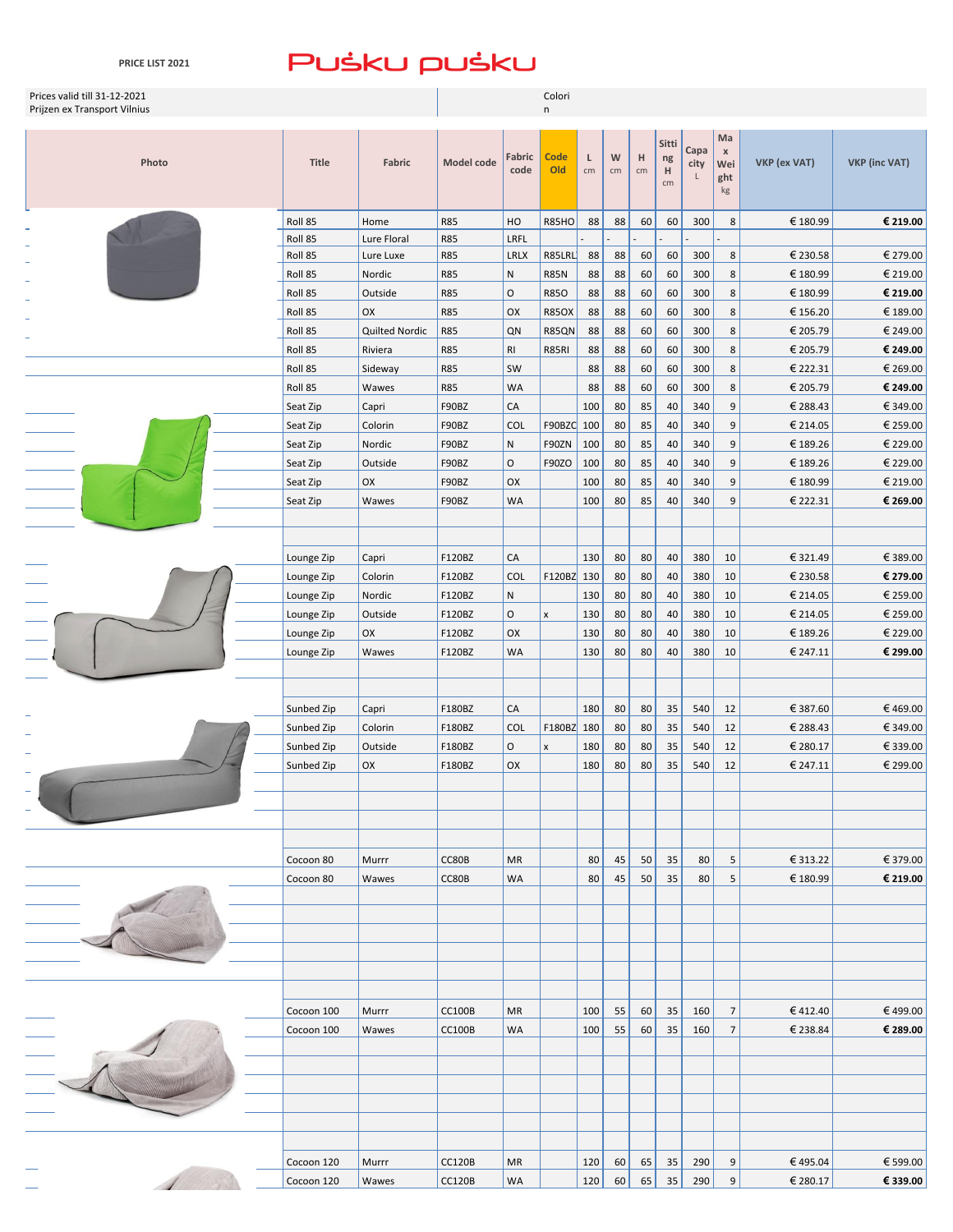PRICE LIST 2021

# Puśku puśku

Prices valid till 31-12-2021
Prijzen ex Transport Vilnius

Colorin

| Photo | Title | Fabric | Model code | Fabric code | Code Old | L cm | W cm | H cm | Sitting H cm | Capacity L | Max Weight kg | VKP (ex VAT) | VKP (inc VAT) |
|---|---|---|---|---|---|---|---|---|---|---|---|---|---|
| | Roll 85 | Home | R85 | HO | R85HO | 88 | 88 | 60 | 60 | 300 | 8 | € 180.99 | **€ 219.00** |
| | Roll 85 | Lure Floral | R85 | LRFL | | - | - | - | - | - | - | | |
| | Roll 85 | Lure Luxe | R85 | LRLX | R85LRL | 88 | 88 | 60 | 60 | 300 | 8 | € 230.58 | € 279.00 |
| | Roll 85 | Nordic | R85 | N | R85N | 88 | 88 | 60 | 60 | 300 | 8 | € 180.99 | € 219.00 |
| | Roll 85 | Outside | R85 | O | R85O | 88 | 88 | 60 | 60 | 300 | 8 | € 180.99 | **€ 219.00** |
| | Roll 85 | OX | R85 | OX | R85OX | 88 | 88 | 60 | 60 | 300 | 8 | € 156.20 | € 189.00 |
| | Roll 85 | Quilted Nordic | R85 | QN | R85QN | 88 | 88 | 60 | 60 | 300 | 8 | € 205.79 | € 249.00 |
| | Roll 85 | Riviera | R85 | RI | R85RI | 88 | 88 | 60 | 60 | 300 | 8 | € 205.79 | **€ 249.00** |
| | Roll 85 | Sideway | R85 | SW | | 88 | 88 | 60 | 60 | 300 | 8 | € 222.31 | € 269.00 |
| | Roll 85 | Wawes | R85 | WA | | 88 | 88 | 60 | 60 | 300 | 8 | € 205.79 | **€ 249.00** |
| | Seat Zip | Capri | F90BZ | CA | | 100 | 80 | 85 | 40 | 340 | 9 | € 288.43 | € 349.00 |
| | Seat Zip | Colorin | F90BZ | COL | F90BZC | 100 | 80 | 85 | 40 | 340 | 9 | € 214.05 | € 259.00 |
| | Seat Zip | Nordic | F90BZ | N | F90ZN | 100 | 80 | 85 | 40 | 340 | 9 | € 189.26 | € 229.00 |
| | Seat Zip | Outside | F90BZ | O | F90ZO | 100 | 80 | 85 | 40 | 340 | 9 | € 189.26 | € 229.00 |
| | Seat Zip | OX | F90BZ | OX | | 100 | 80 | 85 | 40 | 340 | 9 | € 180.99 | € 219.00 |
| | Seat Zip | Wawes | F90BZ | WA | | 100 | 80 | 85 | 40 | 340 | 9 | € 222.31 | **€ 269.00** |
| | Lounge Zip | Capri | F120BZ | CA | | 130 | 80 | 80 | 40 | 380 | 10 | € 321.49 | € 389.00 |
| | Lounge Zip | Colorin | F120BZ | COL | F120BZ | 130 | 80 | 80 | 40 | 380 | 10 | € 230.58 | **€ 279.00** |
| | Lounge Zip | Nordic | F120BZ | N | | 130 | 80 | 80 | 40 | 380 | 10 | € 214.05 | € 259.00 |
| | Lounge Zip | Outside | F120BZ | O | x | 130 | 80 | 80 | 40 | 380 | 10 | € 214.05 | € 259.00 |
| | Lounge Zip | OX | F120BZ | OX | | 130 | 80 | 80 | 40 | 380 | 10 | € 189.26 | € 229.00 |
| | Lounge Zip | Wawes | F120BZ | WA | | 130 | 80 | 80 | 40 | 380 | 10 | € 247.11 | **€ 299.00** |
| | Sunbed Zip | Capri | F180BZ | CA | | 180 | 80 | 80 | 35 | 540 | 12 | € 387.60 | € 469.00 |
| | Sunbed Zip | Colorin | F180BZ | COL | F180BZ | 180 | 80 | 80 | 35 | 540 | 12 | € 288.43 | € 349.00 |
| | Sunbed Zip | Outside | F180BZ | O | x | 180 | 80 | 80 | 35 | 540 | 12 | € 280.17 | € 339.00 |
| | Sunbed Zip | OX | F180BZ | OX | | 180 | 80 | 80 | 35 | 540 | 12 | € 247.11 | € 299.00 |
| | Cocoon 80 | Murrr | CC80B | MR | | 80 | 45 | 50 | 35 | 80 | 5 | € 313.22 | € 379.00 |
| | Cocoon 80 | Wawes | CC80B | WA | | 80 | 45 | 50 | 35 | 80 | 5 | € 180.99 | **€ 219.00** |
| | Cocoon 100 | Murrr | CC100B | MR | | 100 | 55 | 60 | 35 | 160 | 7 | € 412.40 | € 499.00 |
| | Cocoon 100 | Wawes | CC100B | WA | | 100 | 55 | 60 | 35 | 160 | 7 | € 238.84 | **€ 289.00** |
| | Cocoon 120 | Murrr | CC120B | MR | | 120 | 60 | 65 | 35 | 290 | 9 | € 495.04 | € 599.00 |
| | Cocoon 120 | Wawes | CC120B | WA | | 120 | 60 | 65 | 35 | 290 | 9 | € 280.17 | **€ 339.00** |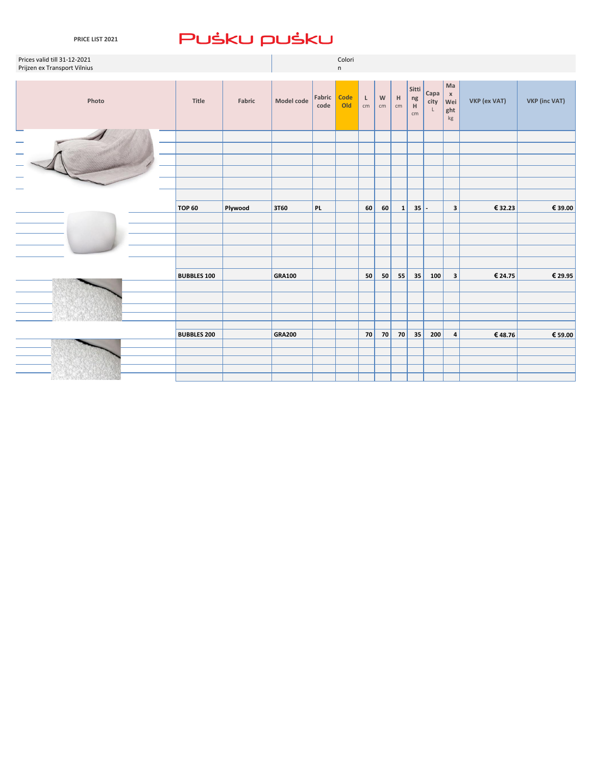PRICE LIST 2021

Pušku pušku

Prices valid till 31-12-2021
Prijzen ex Transport Vilnius

Colori
n

| Photo | Title | Fabric | Model code | Fabric code | Code Old | L cm | W cm | H cm | Sitting H cm | Capacity L | Max Weight kg | VKP (ex VAT) | VKP (inc VAT) |
|---|---|---|---|---|---|---|---|---|---|---|---|---|---|
| | TOP 60 | Plywood | 3T60 | PL | | 60 | 60 | 1 | 35 | - | 3 | € 32.23 | € 39.00 |
| | BUBBLES 100 | | GRA100 | | | 50 | 50 | 55 | 35 | 100 | 3 | € 24.75 | € 29.95 |
| | BUBBLES 200 | | GRA200 | | | 70 | 70 | 70 | 35 | 200 | 4 | € 48.76 | € 59.00 |